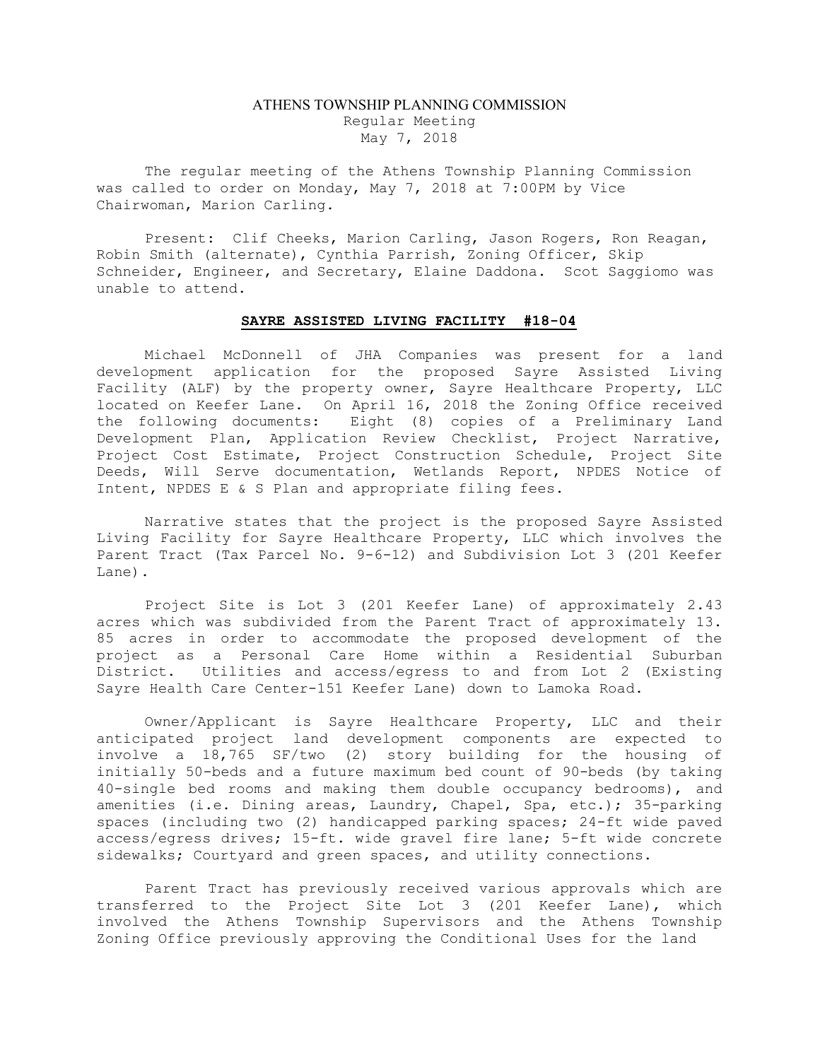# ATHENS TOWNSHIP PLANNING COMMISSION

Regular Meeting
May 7, 2018

The regular meeting of the Athens Township Planning Commission was called to order on Monday, May 7, 2018 at 7:00PM by Vice Chairwoman, Marion Carling.

Present: Clif Cheeks, Marion Carling, Jason Rogers, Ron Reagan, Robin Smith (alternate), Cynthia Parrish, Zoning Officer, Skip Schneider, Engineer, and Secretary, Elaine Daddona. Scot Saggiomo was unable to attend.

## SAYRE ASSISTED LIVING FACILITY #18-04

Michael McDonnell of JHA Companies was present for a land development application for the proposed Sayre Assisted Living Facility (ALF) by the property owner, Sayre Healthcare Property, LLC located on Keefer Lane. On April 16, 2018 the Zoning Office received the following documents: Eight (8) copies of a Preliminary Land Development Plan, Application Review Checklist, Project Narrative, Project Cost Estimate, Project Construction Schedule, Project Site Deeds, Will Serve documentation, Wetlands Report, NPDES Notice of Intent, NPDES E & S Plan and appropriate filing fees.

Narrative states that the project is the proposed Sayre Assisted Living Facility for Sayre Healthcare Property, LLC which involves the Parent Tract (Tax Parcel No. 9-6-12) and Subdivision Lot 3 (201 Keefer Lane).

Project Site is Lot 3 (201 Keefer Lane) of approximately 2.43 acres which was subdivided from the Parent Tract of approximately 13. 85 acres in order to accommodate the proposed development of the project as a Personal Care Home within a Residential Suburban District. Utilities and access/egress to and from Lot 2 (Existing Sayre Health Care Center-151 Keefer Lane) down to Lamoka Road.

Owner/Applicant is Sayre Healthcare Property, LLC and their anticipated project land development components are expected to involve a 18,765 SF/two (2) story building for the housing of initially 50-beds and a future maximum bed count of 90-beds (by taking 40-single bed rooms and making them double occupancy bedrooms), and amenities (i.e. Dining areas, Laundry, Chapel, Spa, etc.); 35-parking spaces (including two (2) handicapped parking spaces; 24-ft wide paved access/egress drives; 15-ft. wide gravel fire lane; 5-ft wide concrete sidewalks; Courtyard and green spaces, and utility connections.

Parent Tract has previously received various approvals which are transferred to the Project Site Lot 3 (201 Keefer Lane), which involved the Athens Township Supervisors and the Athens Township Zoning Office previously approving the Conditional Uses for the land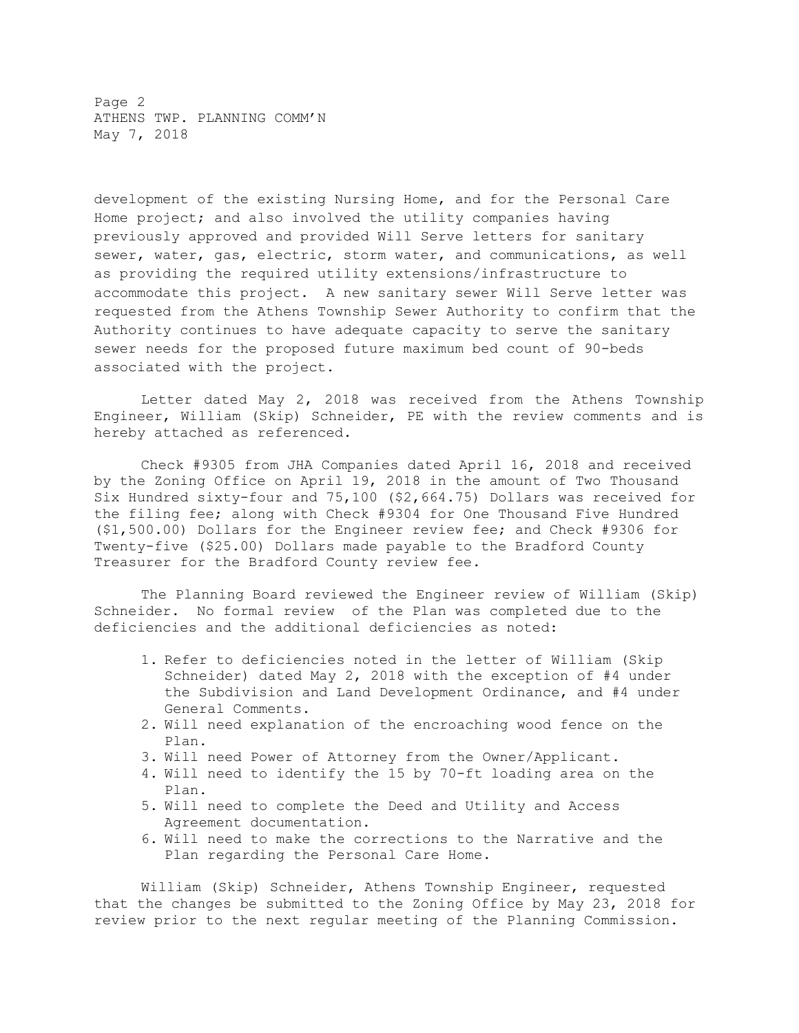development of the existing Nursing Home, and for the Personal Care Home project; and also involved the utility companies having previously approved and provided Will Serve letters for sanitary sewer, water, gas, electric, storm water, and communications, as well as providing the required utility extensions/infrastructure to accommodate this project. A new sanitary sewer Will Serve letter was requested from the Athens Township Sewer Authority to confirm that the Authority continues to have adequate capacity to serve the sanitary sewer needs for the proposed future maximum bed count of 90-beds associated with the project.

Letter dated May 2, 2018 was received from the Athens Township Engineer, William (Skip) Schneider, PE with the review comments and is hereby attached as referenced.

Check #9305 from JHA Companies dated April 16, 2018 and received by the Zoning Office on April 19, 2018 in the amount of Two Thousand Six Hundred sixty-four and 75,100 ($2,664.75) Dollars was received for the filing fee; along with Check #9304 for One Thousand Five Hundred ($1,500.00) Dollars for the Engineer review fee; and Check #9306 for Twenty-five ($25.00) Dollars made payable to the Bradford County Treasurer for the Bradford County review fee.

The Planning Board reviewed the Engineer review of William (Skip) Schneider. No formal review of the Plan was completed due to the deficiencies and the additional deficiencies as noted:

1. Refer to deficiencies noted in the letter of William (Skip Schneider) dated May 2, 2018 with the exception of #4 under the Subdivision and Land Development Ordinance, and #4 under General Comments.
2. Will need explanation of the encroaching wood fence on the Plan.
3. Will need Power of Attorney from the Owner/Applicant.
4. Will need to identify the 15 by 70-ft loading area on the Plan.
5. Will need to complete the Deed and Utility and Access Agreement documentation.
6. Will need to make the corrections to the Narrative and the Plan regarding the Personal Care Home.

William (Skip) Schneider, Athens Township Engineer, requested that the changes be submitted to the Zoning Office by May 23, 2018 for review prior to the next regular meeting of the Planning Commission.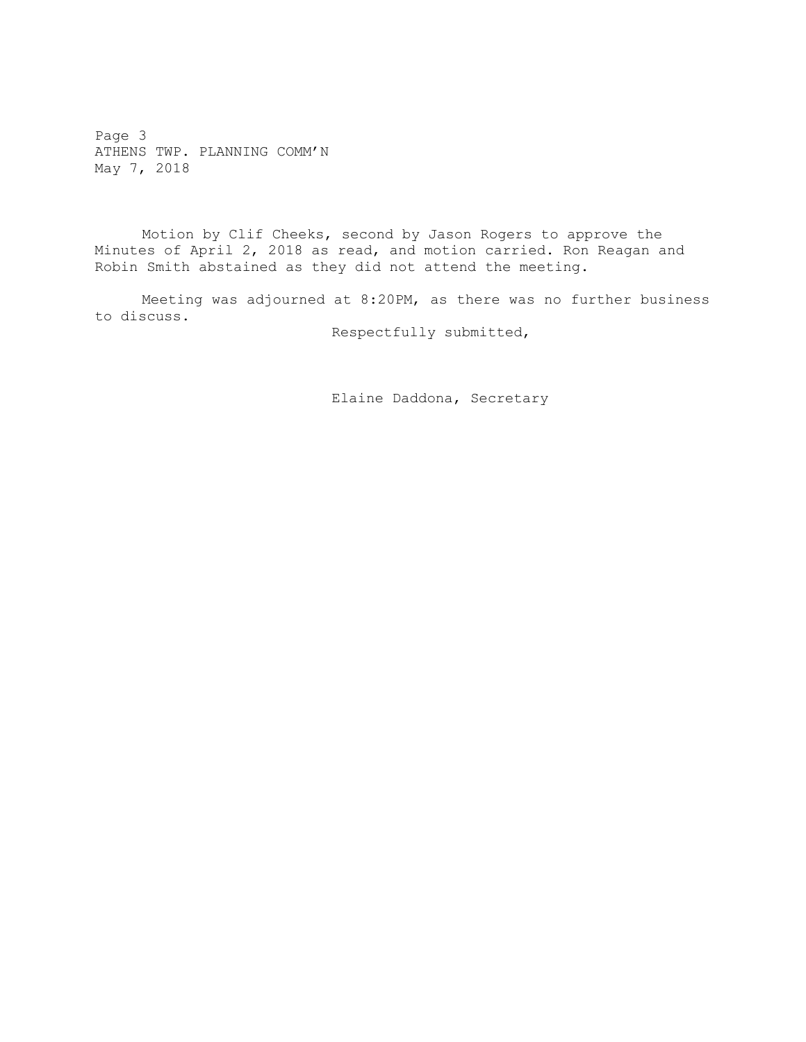Motion by Clif Cheeks, second by Jason Rogers to approve the Minutes of April 2, 2018 as read, and motion carried. Ron Reagan and Robin Smith abstained as they did not attend the meeting.

Meeting was adjourned at 8:20PM, as there was no further business to discuss.

Respectfully submitted,

Elaine Daddona, Secretary